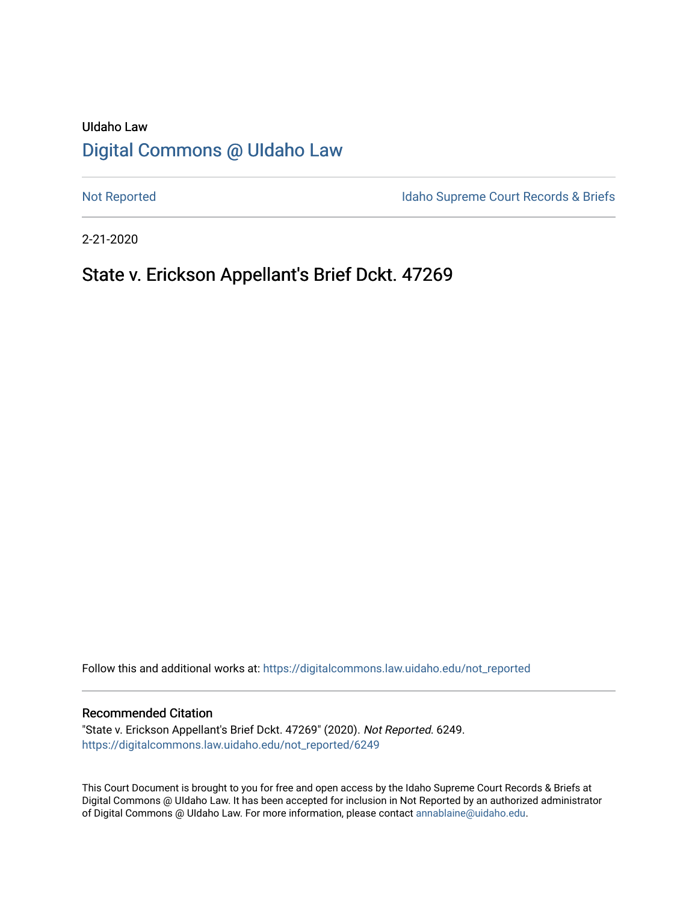UIdaho Law

# Digital Commons @ UIdaho Law

Not Reported

Idaho Supreme Court Records & Briefs

2-21-2020

## State v. Erickson Appellant's Brief Dckt. 47269

Follow this and additional works at: https://digitalcommons.law.uidaho.edu/not_reported

### Recommended Citation

"State v. Erickson Appellant's Brief Dckt. 47269" (2020). *Not Reported.* 6249.
https://digitalcommons.law.uidaho.edu/not_reported/6249

This Court Document is brought to you for free and open access by the Idaho Supreme Court Records & Briefs at Digital Commons @ UIdaho Law. It has been accepted for inclusion in Not Reported by an authorized administrator of Digital Commons @ UIdaho Law. For more information, please contact annablaine@uidaho.edu.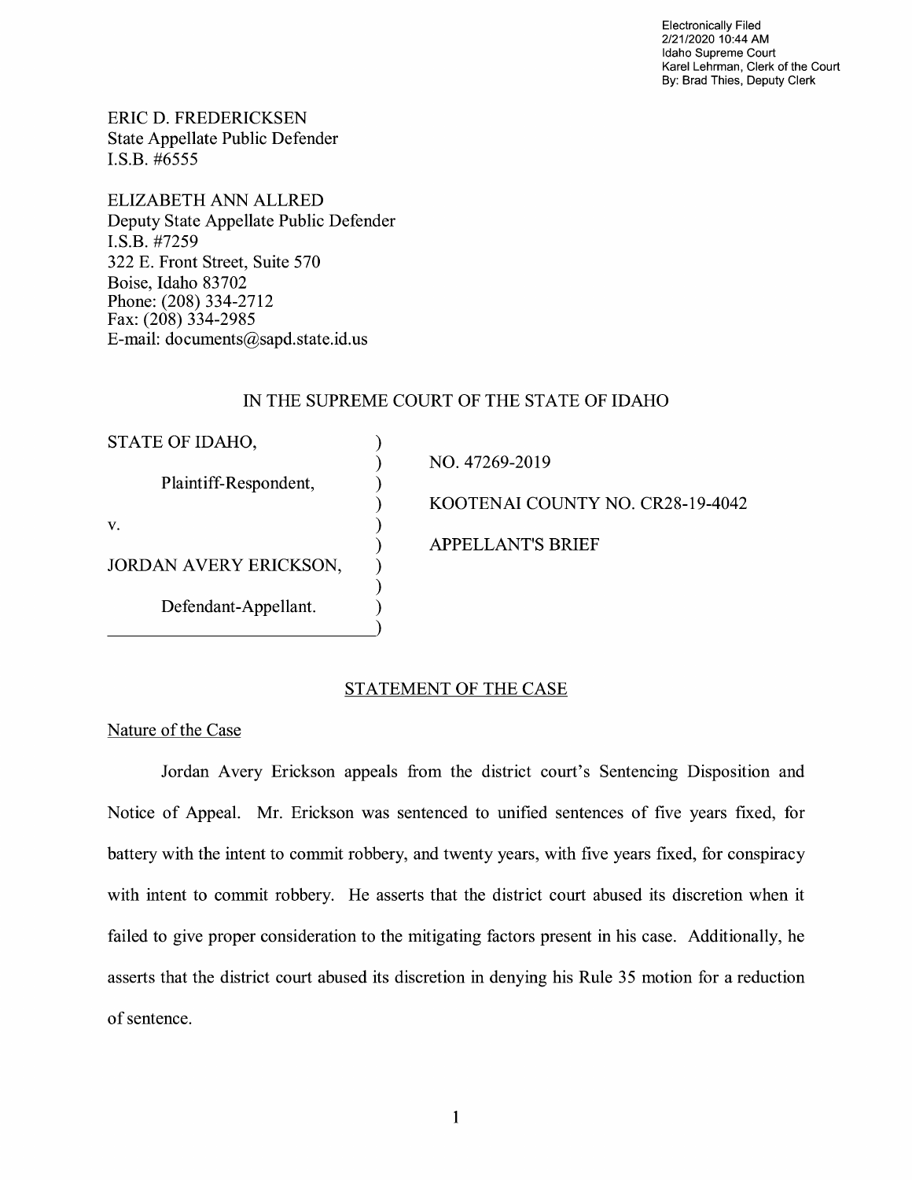Electronically Filed
2/21/2020 10:44 AM
Idaho Supreme Court
Karel Lehrman, Clerk of the Court
By: Brad Thies, Deputy Clerk

ERIC D. FREDERICKSEN
State Appellate Public Defender
I.S.B. #6555

ELIZABETH ANN ALLRED
Deputy State Appellate Public Defender
I.S.B. #7259
322 E. Front Street, Suite 570
Boise, Idaho 83702
Phone: (208) 334-2712
Fax: (208) 334-2985
E-mail: documents@sapd.state.id.us

IN THE SUPREME COURT OF THE STATE OF IDAHO

| | |
|---|---|
| STATE OF IDAHO, | NO. 47269-2019 |
| Plaintiff-Respondent, | KOOTENAI COUNTY NO. CR28-19-4042 |
| v. | APPELLANT'S BRIEF |
| JORDAN AVERY ERICKSON, | |
| Defendant-Appellant. | |

## STATEMENT OF THE CASE

### Nature of the Case

Jordan Avery Erickson appeals from the district court's Sentencing Disposition and Notice of Appeal. Mr. Erickson was sentenced to unified sentences of five years fixed, for battery with the intent to commit robbery, and twenty years, with five years fixed, for conspiracy with intent to commit robbery. He asserts that the district court abused its discretion when it failed to give proper consideration to the mitigating factors present in his case. Additionally, he asserts that the district court abused its discretion in denying his Rule 35 motion for a reduction of sentence.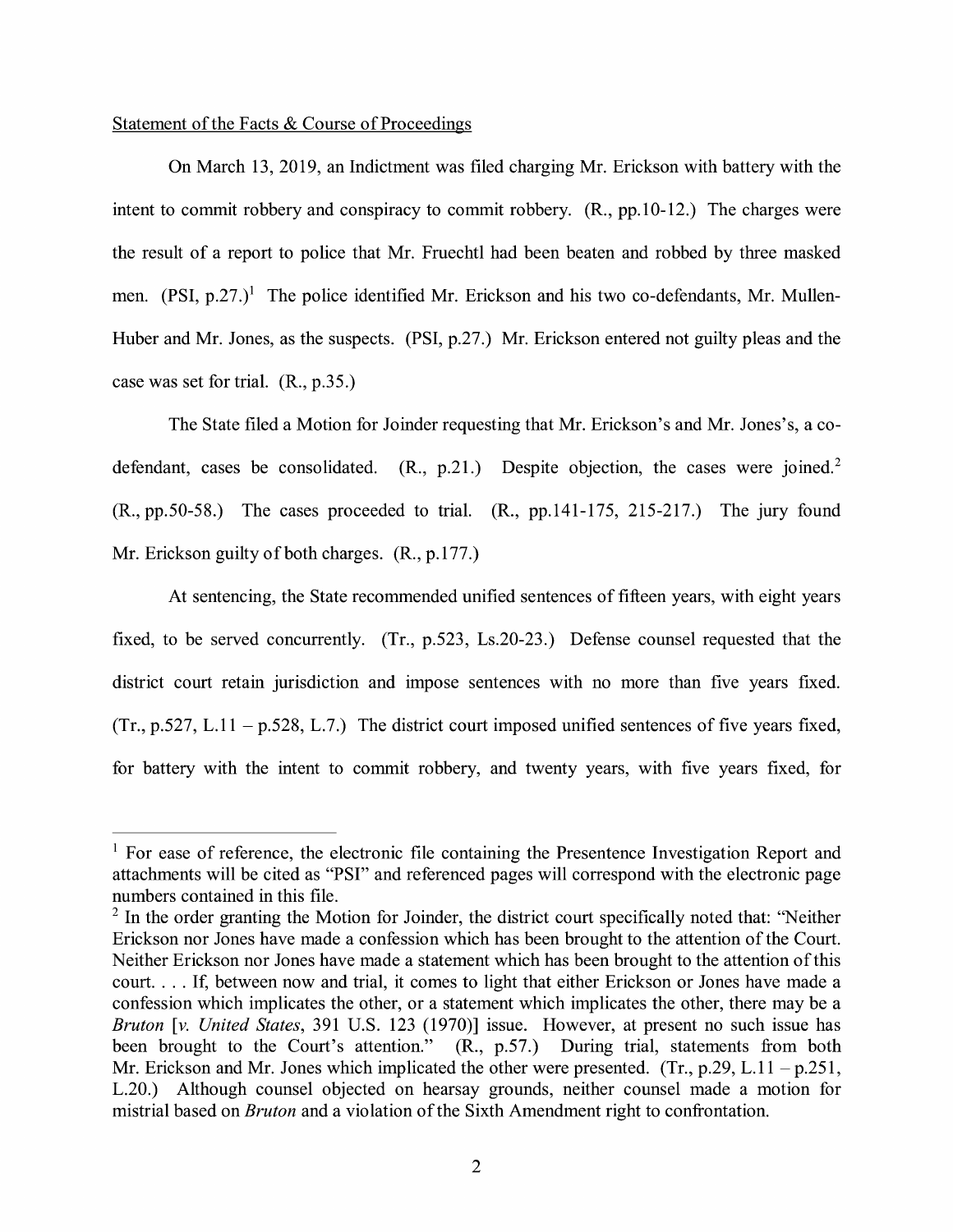Statement of the Facts & Course of Proceedings

On March 13, 2019, an Indictment was filed charging Mr. Erickson with battery with the intent to commit robbery and conspiracy to commit robbery. (R., pp.10-12.) The charges were the result of a report to police that Mr. Fruechtl had been beaten and robbed by three masked men. (PSI, p.27.)[1] The police identified Mr. Erickson and his two co-defendants, Mr. Mullen-Huber and Mr. Jones, as the suspects. (PSI, p.27.) Mr. Erickson entered not guilty pleas and the case was set for trial. (R., p.35.)

The State filed a Motion for Joinder requesting that Mr. Erickson's and Mr. Jones's, a co-defendant, cases be consolidated. (R., p.21.) Despite objection, the cases were joined.[2] (R., pp.50-58.) The cases proceeded to trial. (R., pp.141-175, 215-217.) The jury found Mr. Erickson guilty of both charges. (R., p.177.)

At sentencing, the State recommended unified sentences of fifteen years, with eight years fixed, to be served concurrently. (Tr., p.523, Ls.20-23.) Defense counsel requested that the district court retain jurisdiction and impose sentences with no more than five years fixed. (Tr., p.527, L.11 – p.528, L.7.) The district court imposed unified sentences of five years fixed, for battery with the intent to commit robbery, and twenty years, with five years fixed, for

---

[1] For ease of reference, the electronic file containing the Presentence Investigation Report and attachments will be cited as "PSI" and referenced pages will correspond with the electronic page numbers contained in this file.

[2] In the order granting the Motion for Joinder, the district court specifically noted that: "Neither Erickson nor Jones have made a confession which has been brought to the attention of the Court. Neither Erickson nor Jones have made a statement which has been brought to the attention of this court. . . . If, between now and trial, it comes to light that either Erickson or Jones have made a confession which implicates the other, or a statement which implicates the other, there may be a *Bruton* [*v. United States*, 391 U.S. 123 (1970)] issue. However, at present no such issue has been brought to the Court's attention." (R., p.57.) During trial, statements from both Mr. Erickson and Mr. Jones which implicated the other were presented. (Tr., p.29, L.11 – p.251, L.20.) Although counsel objected on hearsay grounds, neither counsel made a motion for mistrial based on *Bruton* and a violation of the Sixth Amendment right to confrontation.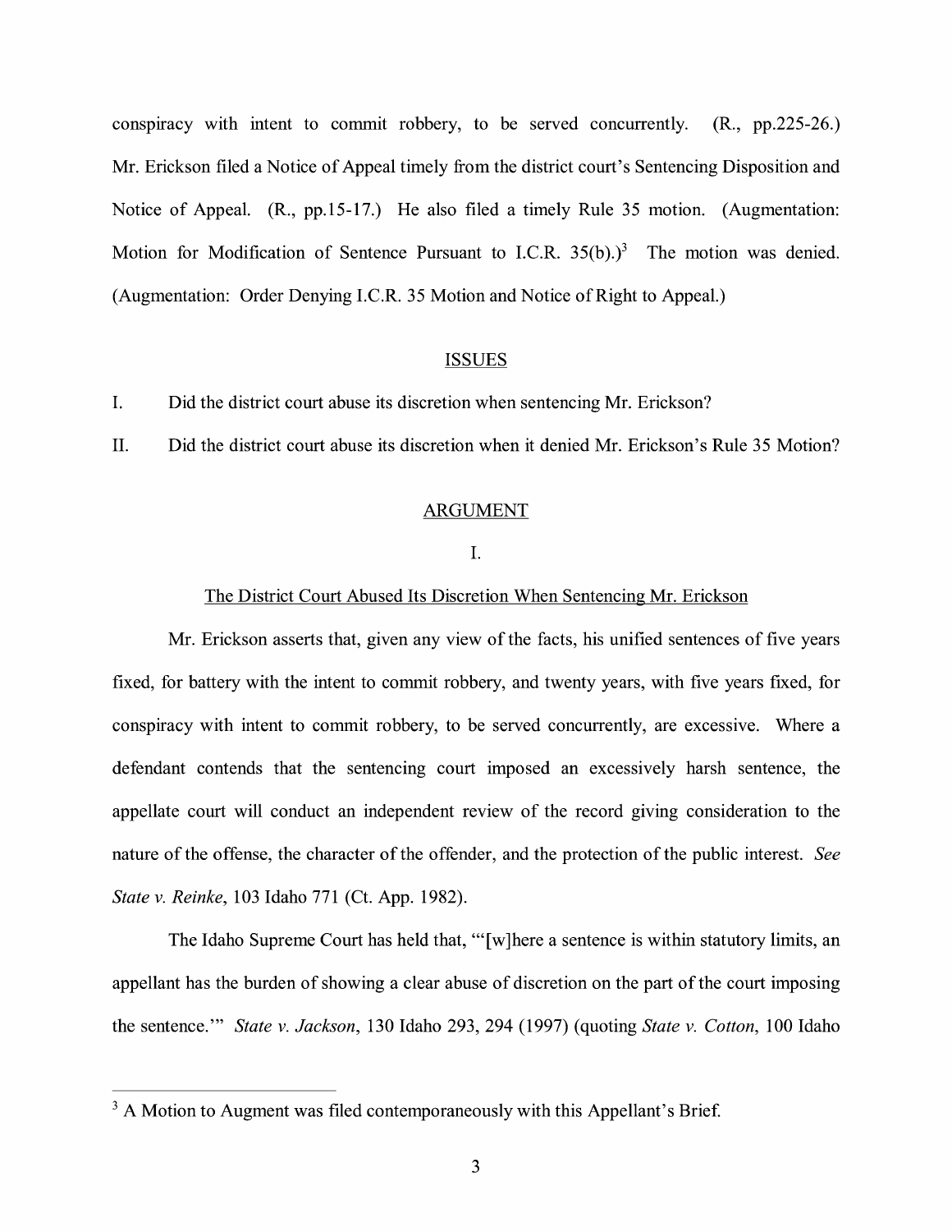conspiracy with intent to commit robbery, to be served concurrently. (R., pp.225-26.) Mr. Erickson filed a Notice of Appeal timely from the district court's Sentencing Disposition and Notice of Appeal. (R., pp.15-17.) He also filed a timely Rule 35 motion. (Augmentation: Motion for Modification of Sentence Pursuant to I.C.R. 35(b).)[3] The motion was denied. (Augmentation: Order Denying I.C.R. 35 Motion and Notice of Right to Appeal.)

## ISSUES

I. Did the district court abuse its discretion when sentencing Mr. Erickson?

II. Did the district court abuse its discretion when it denied Mr. Erickson's Rule 35 Motion?

## ARGUMENT

### I.

### The District Court Abused Its Discretion When Sentencing Mr. Erickson

Mr. Erickson asserts that, given any view of the facts, his unified sentences of five years fixed, for battery with the intent to commit robbery, and twenty years, with five years fixed, for conspiracy with intent to commit robbery, to be served concurrently, are excessive. Where a defendant contends that the sentencing court imposed an excessively harsh sentence, the appellate court will conduct an independent review of the record giving consideration to the nature of the offense, the character of the offender, and the protection of the public interest. *See State v. Reinke*, 103 Idaho 771 (Ct. App. 1982).

The Idaho Supreme Court has held that, "'[w]here a sentence is within statutory limits, an appellant has the burden of showing a clear abuse of discretion on the part of the court imposing the sentence.'" *State v. Jackson*, 130 Idaho 293, 294 (1997) (quoting *State v. Cotton*, 100 Idaho

---

[3] A Motion to Augment was filed contemporaneously with this Appellant's Brief.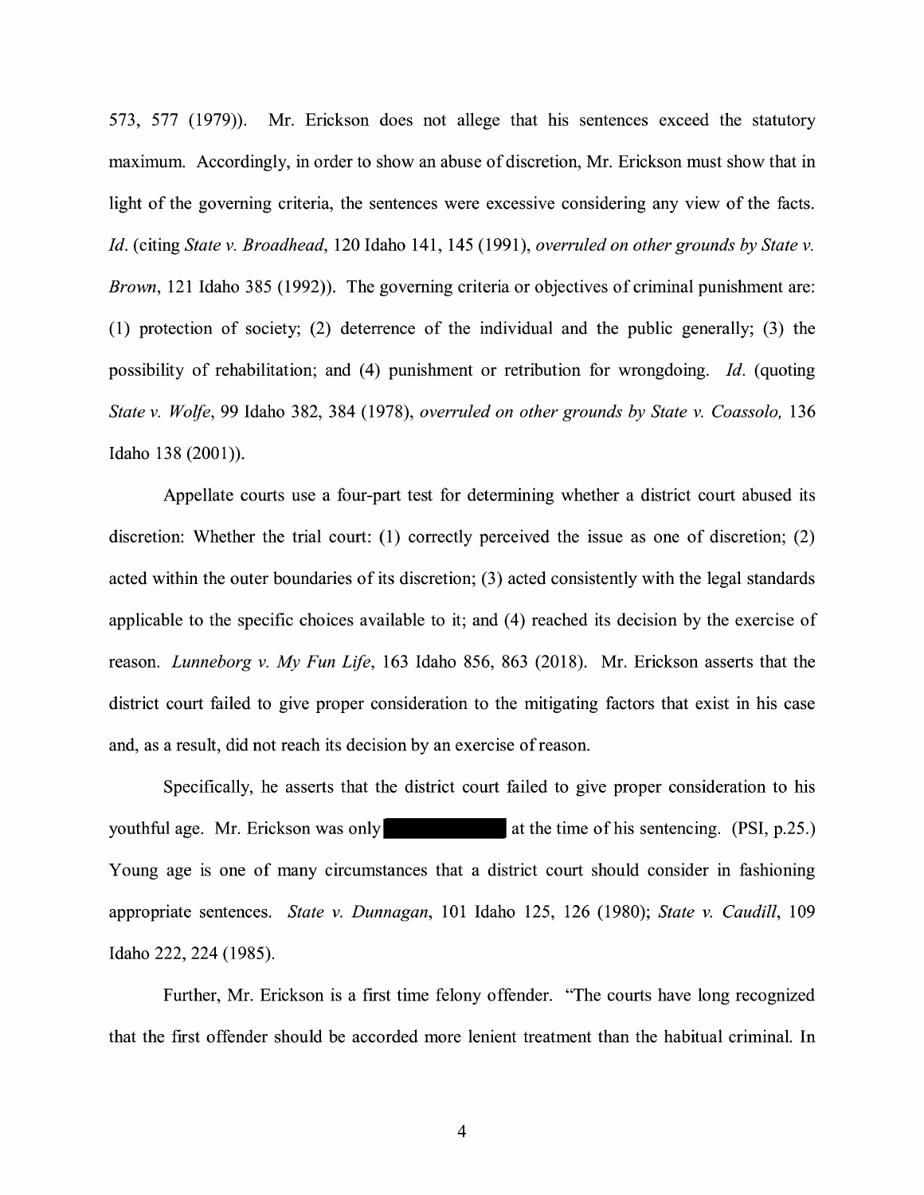573, 577 (1979)). Mr. Erickson does not allege that his sentences exceed the statutory maximum. Accordingly, in order to show an abuse of discretion, Mr. Erickson must show that in light of the governing criteria, the sentences were excessive considering any view of the facts. *Id.* (citing *State v. Broadhead*, 120 Idaho 141, 145 (1991), *overruled on other grounds by State v. Brown*, 121 Idaho 385 (1992)). The governing criteria or objectives of criminal punishment are: (1) protection of society; (2) deterrence of the individual and the public generally; (3) the possibility of rehabilitation; and (4) punishment or retribution for wrongdoing. *Id.* (quoting *State v. Wolfe*, 99 Idaho 382, 384 (1978), *overruled on other grounds by State v. Coassolo,* 136 Idaho 138 (2001)).

Appellate courts use a four-part test for determining whether a district court abused its discretion: Whether the trial court: (1) correctly perceived the issue as one of discretion; (2) acted within the outer boundaries of its discretion; (3) acted consistently with the legal standards applicable to the specific choices available to it; and (4) reached its decision by the exercise of reason. *Lunneborg v. My Fun Life*, 163 Idaho 856, 863 (2018). Mr. Erickson asserts that the district court failed to give proper consideration to the mitigating factors that exist in his case and, as a result, did not reach its decision by an exercise of reason.

Specifically, he asserts that the district court failed to give proper consideration to his youthful age. Mr. Erickson was only ███████████ at the time of his sentencing. (PSI, p.25.) Young age is one of many circumstances that a district court should consider in fashioning appropriate sentences. *State v. Dunnagan*, 101 Idaho 125, 126 (1980); *State v. Caudill*, 109 Idaho 222, 224 (1985).

Further, Mr. Erickson is a first time felony offender. "The courts have long recognized that the first offender should be accorded more lenient treatment than the habitual criminal. In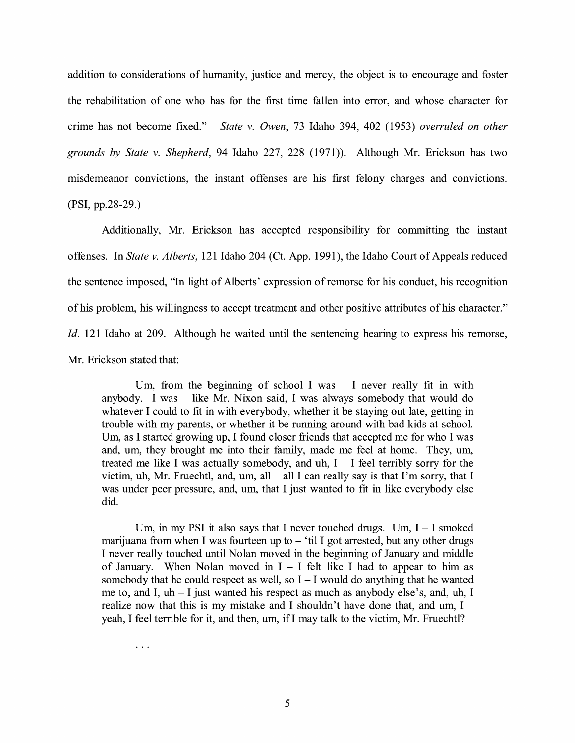addition to considerations of humanity, justice and mercy, the object is to encourage and foster the rehabilitation of one who has for the first time fallen into error, and whose character for crime has not become fixed." *State v. Owen*, 73 Idaho 394, 402 (1953) *overruled on other grounds by State v. Shepherd*, 94 Idaho 227, 228 (1971)). Although Mr. Erickson has two misdemeanor convictions, the instant offenses are his first felony charges and convictions. (PSI, pp.28-29.)

Additionally, Mr. Erickson has accepted responsibility for committing the instant offenses. In *State v. Alberts*, 121 Idaho 204 (Ct. App. 1991), the Idaho Court of Appeals reduced the sentence imposed, "In light of Alberts' expression of remorse for his conduct, his recognition of his problem, his willingness to accept treatment and other positive attributes of his character." *Id*. 121 Idaho at 209. Although he waited until the sentencing hearing to express his remorse, Mr. Erickson stated that:

> Um, from the beginning of school I was – I never really fit in with anybody. I was – like Mr. Nixon said, I was always somebody that would do whatever I could to fit in with everybody, whether it be staying out late, getting in trouble with my parents, or whether it be running around with bad kids at school. Um, as I started growing up, I found closer friends that accepted me for who I was and, um, they brought me into their family, made me feel at home. They, um, treated me like I was actually somebody, and uh, I – I feel terribly sorry for the victim, uh, Mr. Fruechtl, and, um, all – all I can really say is that I'm sorry, that I was under peer pressure, and, um, that I just wanted to fit in like everybody else did.
>
> Um, in my PSI it also says that I never touched drugs. Um, I – I smoked marijuana from when I was fourteen up to – 'til I got arrested, but any other drugs I never really touched until Nolan moved in the beginning of January and middle of January. When Nolan moved in I – I felt like I had to appear to him as somebody that he could respect as well, so I – I would do anything that he wanted me to, and I, uh – I just wanted his respect as much as anybody else's, and, uh, I realize now that this is my mistake and I shouldn't have done that, and um, I – yeah, I feel terrible for it, and then, um, if I may talk to the victim, Mr. Fruechtl?
>
> . . .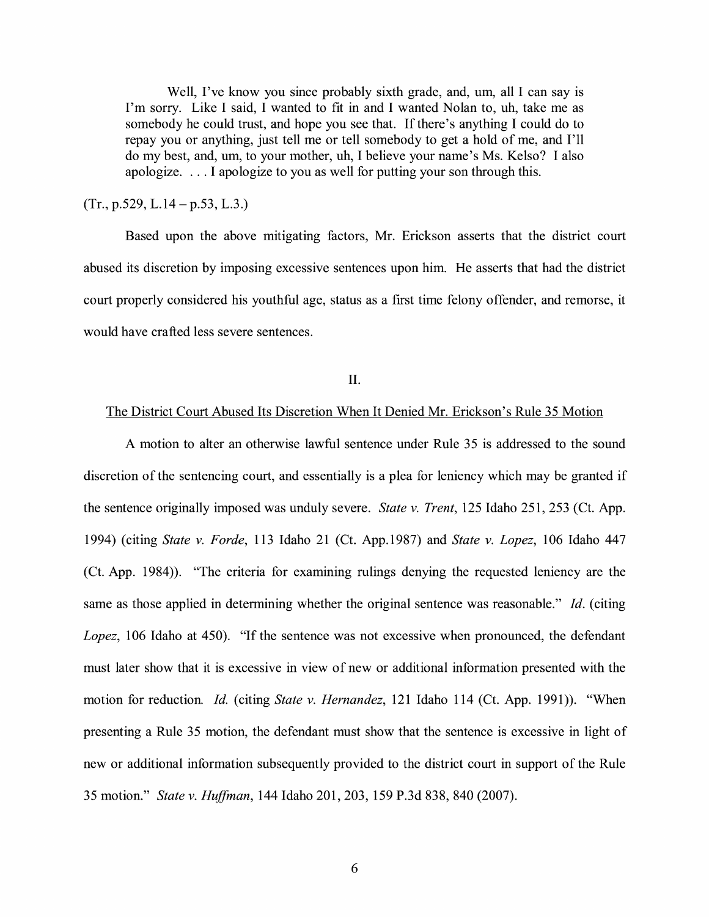> Well, I've know you since probably sixth grade, and, um, all I can say is I'm sorry. Like I said, I wanted to fit in and I wanted Nolan to, uh, take me as somebody he could trust, and hope you see that. If there's anything I could do to repay you or anything, just tell me or tell somebody to get a hold of me, and I'll do my best, and, um, to your mother, uh, I believe your name's Ms. Kelso? I also apologize. . . . I apologize to you as well for putting your son through this.

(Tr., p.529, L.14 – p.53, L.3.)

Based upon the above mitigating factors, Mr. Erickson asserts that the district court abused its discretion by imposing excessive sentences upon him. He asserts that had the district court properly considered his youthful age, status as a first time felony offender, and remorse, it would have crafted less severe sentences.

II.

The District Court Abused Its Discretion When It Denied Mr. Erickson's Rule 35 Motion

A motion to alter an otherwise lawful sentence under Rule 35 is addressed to the sound discretion of the sentencing court, and essentially is a plea for leniency which may be granted if the sentence originally imposed was unduly severe. *State v. Trent*, 125 Idaho 251, 253 (Ct. App. 1994) (citing *State v. Forde*, 113 Idaho 21 (Ct. App.1987) and *State v. Lopez*, 106 Idaho 447 (Ct. App. 1984)). "The criteria for examining rulings denying the requested leniency are the same as those applied in determining whether the original sentence was reasonable." *Id*. (citing *Lopez*, 106 Idaho at 450). "If the sentence was not excessive when pronounced, the defendant must later show that it is excessive in view of new or additional information presented with the motion for reduction. *Id*. (citing *State v. Hernandez*, 121 Idaho 114 (Ct. App. 1991)). "When presenting a Rule 35 motion, the defendant must show that the sentence is excessive in light of new or additional information subsequently provided to the district court in support of the Rule 35 motion." *State v. Huffman*, 144 Idaho 201, 203, 159 P.3d 838, 840 (2007).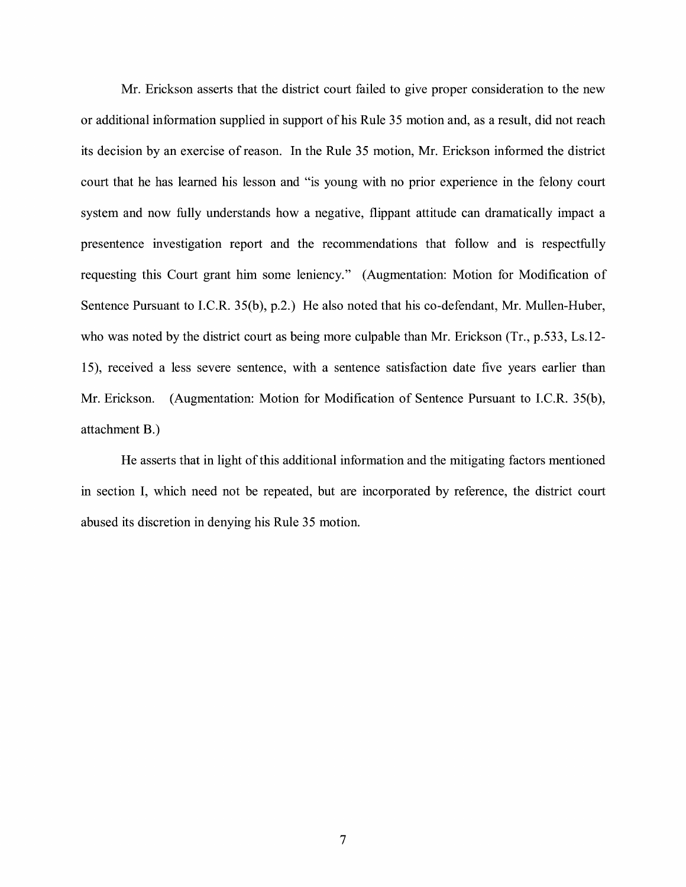Mr. Erickson asserts that the district court failed to give proper consideration to the new or additional information supplied in support of his Rule 35 motion and, as a result, did not reach its decision by an exercise of reason. In the Rule 35 motion, Mr. Erickson informed the district court that he has learned his lesson and "is young with no prior experience in the felony court system and now fully understands how a negative, flippant attitude can dramatically impact a presentence investigation report and the recommendations that follow and is respectfully requesting this Court grant him some leniency." (Augmentation: Motion for Modification of Sentence Pursuant to I.C.R. 35(b), p.2.) He also noted that his co-defendant, Mr. Mullen-Huber, who was noted by the district court as being more culpable than Mr. Erickson (Tr., p.533, Ls.12-15), received a less severe sentence, with a sentence satisfaction date five years earlier than Mr. Erickson. (Augmentation: Motion for Modification of Sentence Pursuant to I.C.R. 35(b), attachment B.)

He asserts that in light of this additional information and the mitigating factors mentioned in section I, which need not be repeated, but are incorporated by reference, the district court abused its discretion in denying his Rule 35 motion.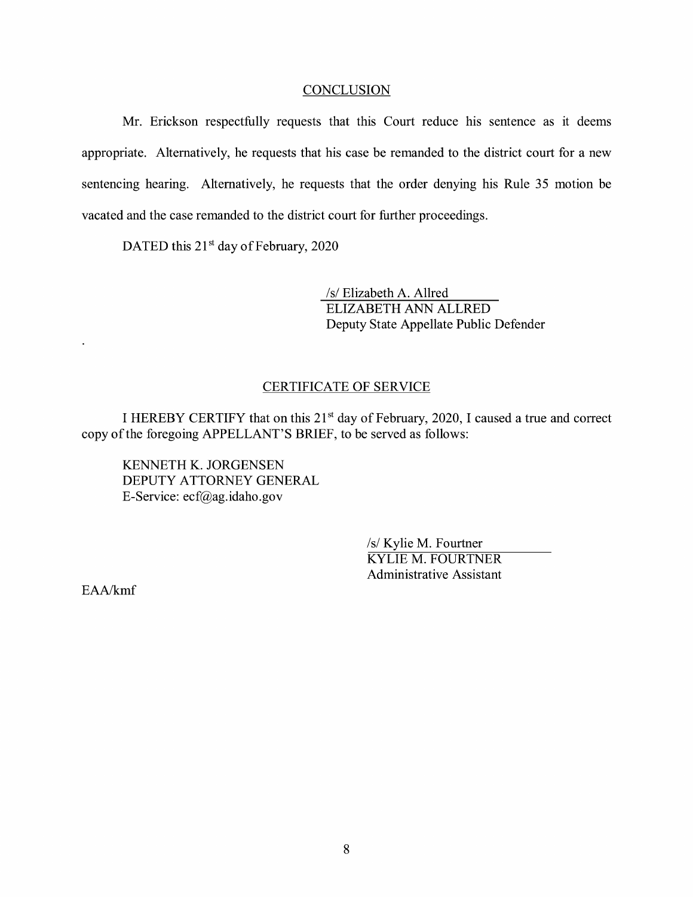## CONCLUSION

Mr. Erickson respectfully requests that this Court reduce his sentence as it deems appropriate. Alternatively, he requests that his case be remanded to the district court for a new sentencing hearing. Alternatively, he requests that the order denying his Rule 35 motion be vacated and the case remanded to the district court for further proceedings.

DATED this 21st day of February, 2020

/s/ Elizabeth A. Allred
ELIZABETH ANN ALLRED
Deputy State Appellate Public Defender

## CERTIFICATE OF SERVICE

I HEREBY CERTIFY that on this 21st day of February, 2020, I caused a true and correct copy of the foregoing APPELLANT'S BRIEF, to be served as follows:

KENNETH K. JORGENSEN
DEPUTY ATTORNEY GENERAL
E-Service: ecf@ag.idaho.gov

/s/ Kylie M. Fourtner
KYLIE M. FOURTNER
Administrative Assistant

EAA/kmf